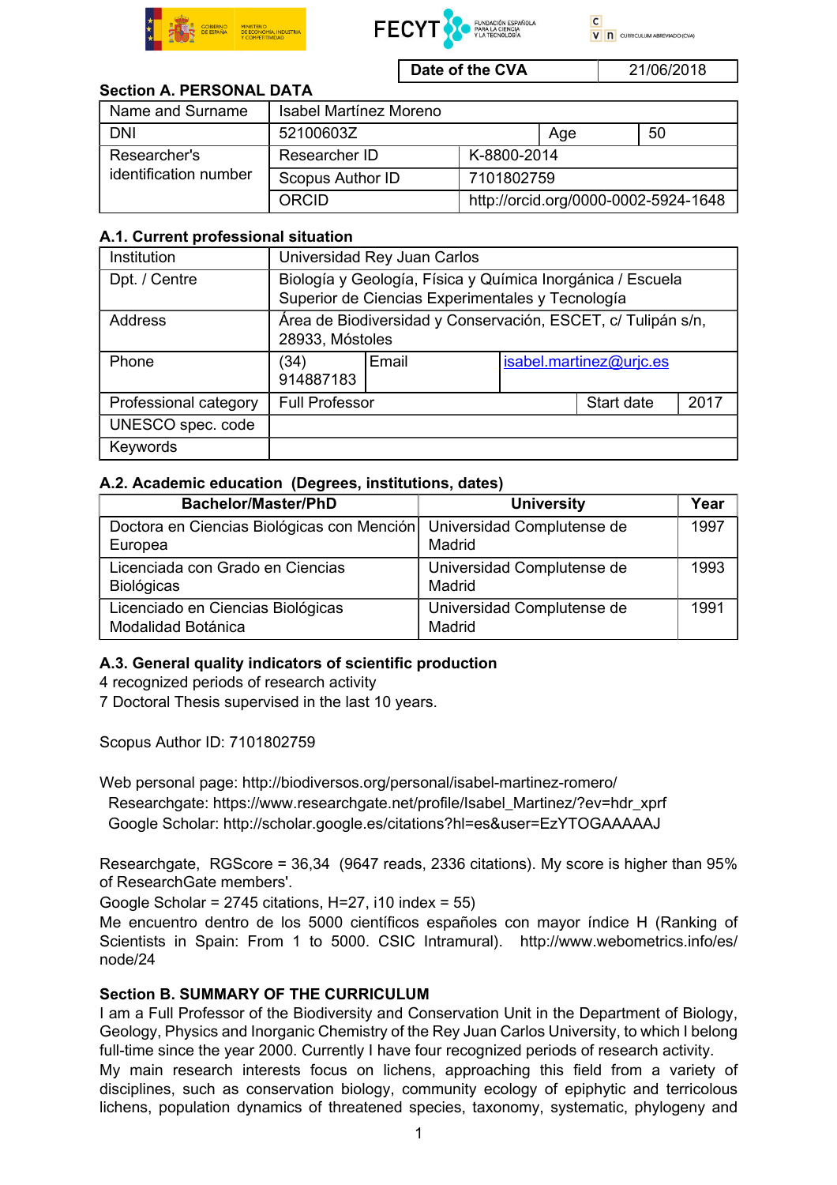| Date of the CVA | 21/06/2018 |
|---|---|

## Section A. PERSONAL DATA

| Name and Surname | Isabel Martínez Moreno | | |
|---|---|---|---|
| DNI | 52100603Z | Age | 50 |
| Researcher's identification number | Researcher ID | K-8800-2014 | |
| | Scopus Author ID | 7101802759 | |
| | ORCID | http://orcid.org/0000-0002-5924-1648 | |

### A.1. Current professional situation

| Institution | Universidad Rey Juan Carlos | | | |
|---|---|---|---|---|
| Dpt. / Centre | Biología y Geología, Física y Química Inorgánica / Escuela Superior de Ciencias Experimentales y Tecnología | | | |
| Address | Área de Biodiversidad y Conservación, ESCET, c/ Tulipán s/n, 28933, Móstoles | | | |
| Phone | (34) 914887183 | Email | isabel.martinez@urjc.es | |
| Professional category | Full Professor | | Start date | 2017 |
| UNESCO spec. code | | | | |
| Keywords | | | | |

### A.2. Academic education (Degrees, institutions, dates)

| Bachelor/Master/PhD | University | Year |
|---|---|---|
| Doctora en Ciencias Biológicas con Mención Europea | Universidad Complutense de Madrid | 1997 |
| Licenciada con Grado en Ciencias Biológicas | Universidad Complutense de Madrid | 1993 |
| Licenciado en Ciencias Biológicas Modalidad Botánica | Universidad Complutense de Madrid | 1991 |

### A.3. General quality indicators of scientific production

4 recognized periods of research activity
7 Doctoral Thesis supervised in the last 10 years.

Scopus Author ID: 7101802759

Web personal page: http://biodiversos.org/personal/isabel-martinez-romero/
Researchgate: https://www.researchgate.net/profile/Isabel_Martinez/?ev=hdr_xprf
Google Scholar: http://scholar.google.es/citations?hl=es&user=EzYTOGAAAAAJ

Researchgate, RGScore = 36,34 (9647 reads, 2336 citations). My score is higher than 95% of ResearchGate members'.
Google Scholar = 2745 citations, H=27, i10 index = 55)
Me encuentro dentro de los 5000 científicos españoles con mayor índice H (Ranking of Scientists in Spain: From 1 to 5000. CSIC Intramural). http://www.webometrics.info/es/node/24

## Section B. SUMMARY OF THE CURRICULUM

I am a Full Professor of the Biodiversity and Conservation Unit in the Department of Biology, Geology, Physics and Inorganic Chemistry of the Rey Juan Carlos University, to which I belong full-time since the year 2000. Currently I have four recognized periods of research activity.
My main research interests focus on lichens, approaching this field from a variety of disciplines, such as conservation biology, community ecology of epiphytic and terricolous lichens, population dynamics of threatened species, taxonomy, systematic, phylogeny and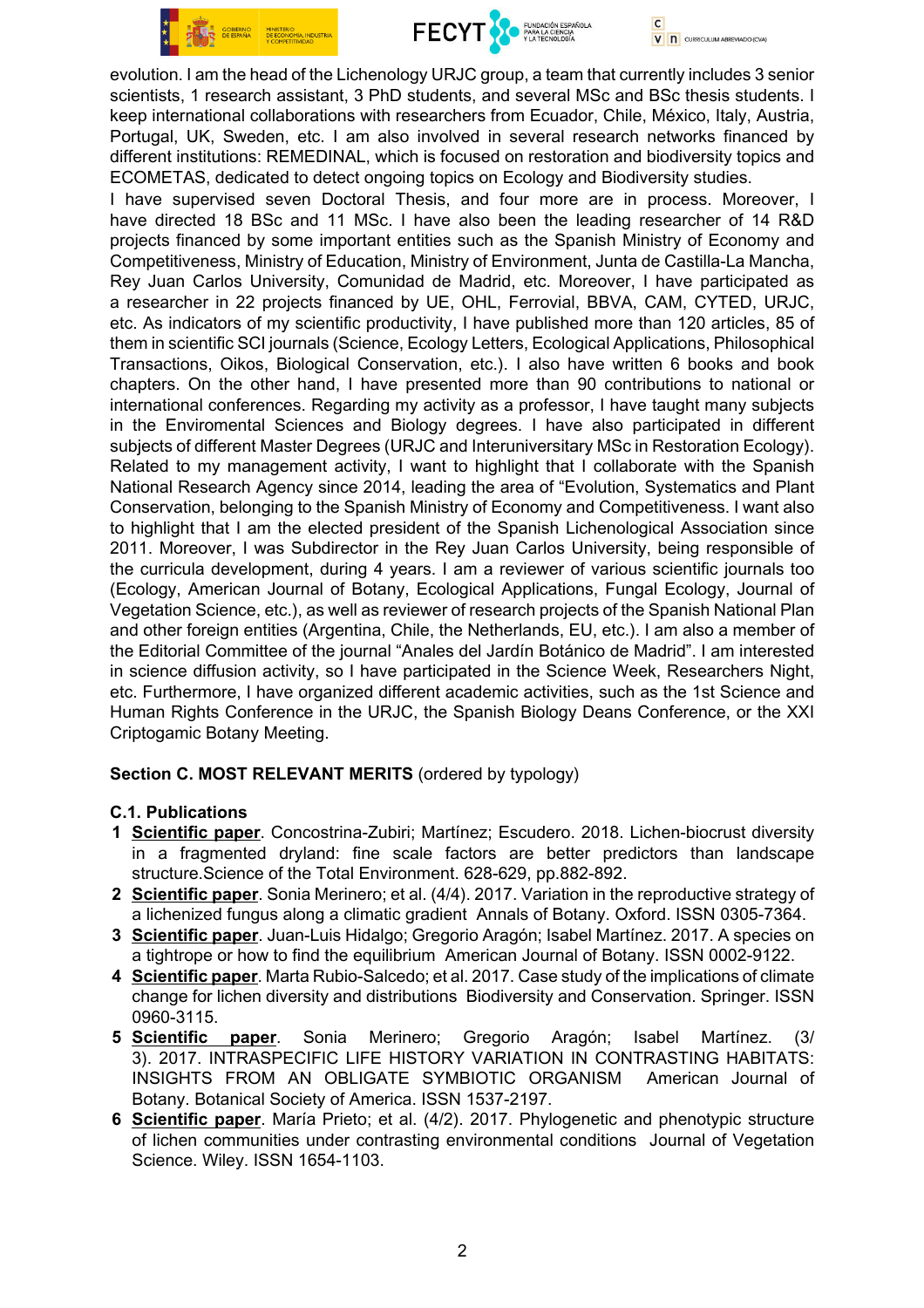evolution. I am the head of the Lichenology URJC group, a team that currently includes 3 senior scientists, 1 research assistant, 3 PhD students, and several MSc and BSc thesis students. I keep international collaborations with researchers from Ecuador, Chile, México, Italy, Austria, Portugal, UK, Sweden, etc. I am also involved in several research networks financed by different institutions: REMEDINAL, which is focused on restoration and biodiversity topics and ECOMETAS, dedicated to detect ongoing topics on Ecology and Biodiversity studies.

I have supervised seven Doctoral Thesis, and four more are in process. Moreover, I have directed 18 BSc and 11 MSc. I have also been the leading researcher of 14 R&D projects financed by some important entities such as the Spanish Ministry of Economy and Competitiveness, Ministry of Education, Ministry of Environment, Junta de Castilla-La Mancha, Rey Juan Carlos University, Comunidad de Madrid, etc. Moreover, I have participated as a researcher in 22 projects financed by UE, OHL, Ferrovial, BBVA, CAM, CYTED, URJC, etc. As indicators of my scientific productivity, I have published more than 120 articles, 85 of them in scientific SCI journals (Science, Ecology Letters, Ecological Applications, Philosophical Transactions, Oikos, Biological Conservation, etc.). I also have written 6 books and book chapters. On the other hand, I have presented more than 90 contributions to national or international conferences. Regarding my activity as a professor, I have taught many subjects in the Enviromental Sciences and Biology degrees. I have also participated in different subjects of different Master Degrees (URJC and Interuniversitary MSc in Restoration Ecology). Related to my management activity, I want to highlight that I collaborate with the Spanish National Research Agency since 2014, leading the area of "Evolution, Systematics and Plant Conservation, belonging to the Spanish Ministry of Economy and Competitiveness. I want also to highlight that I am the elected president of the Spanish Lichenological Association since 2011. Moreover, I was Subdirector in the Rey Juan Carlos University, being responsible of the curricula development, during 4 years. I am a reviewer of various scientific journals too (Ecology, American Journal of Botany, Ecological Applications, Fungal Ecology, Journal of Vegetation Science, etc.), as well as reviewer of research projects of the Spanish National Plan and other foreign entities (Argentina, Chile, the Netherlands, EU, etc.). I am also a member of the Editorial Committee of the journal "Anales del Jardín Botánico de Madrid". I am interested in science diffusion activity, so I have participated in the Science Week, Researchers Night, etc. Furthermore, I have organized different academic activities, such as the 1st Science and Human Rights Conference in the URJC, the Spanish Biology Deans Conference, or the XXI Criptogamic Botany Meeting.

**Section C. MOST RELEVANT MERITS** (ordered by typology)

**C.1. Publications**

1. **Scientific paper**. Concostrina-Zubiri; Martínez; Escudero. 2018. Lichen-biocrust diversity in a fragmented dryland: fine scale factors are better predictors than landscape structure.Science of the Total Environment. 628-629, pp.882-892.
2. **Scientific paper**. Sonia Merinero; et al. (4/4). 2017. Variation in the reproductive strategy of a lichenized fungus along a climatic gradient Annals of Botany. Oxford. ISSN 0305-7364.
3. **Scientific paper**. Juan-Luis Hidalgo; Gregorio Aragón; Isabel Martínez. 2017. A species on a tightrope or how to find the equilibrium American Journal of Botany. ISSN 0002-9122.
4. **Scientific paper**. Marta Rubio-Salcedo; et al. 2017. Case study of the implications of climate change for lichen diversity and distributions Biodiversity and Conservation. Springer. ISSN 0960-3115.
5. **Scientific paper**. Sonia Merinero; Gregorio Aragón; Isabel Martínez. (3/3). 2017. INTRASPECIFIC LIFE HISTORY VARIATION IN CONTRASTING HABITATS: INSIGHTS FROM AN OBLIGATE SYMBIOTIC ORGANISM American Journal of Botany. Botanical Society of America. ISSN 1537-2197.
6. **Scientific paper**. María Prieto; et al. (4/2). 2017. Phylogenetic and phenotypic structure of lichen communities under contrasting environmental conditions Journal of Vegetation Science. Wiley. ISSN 1654-1103.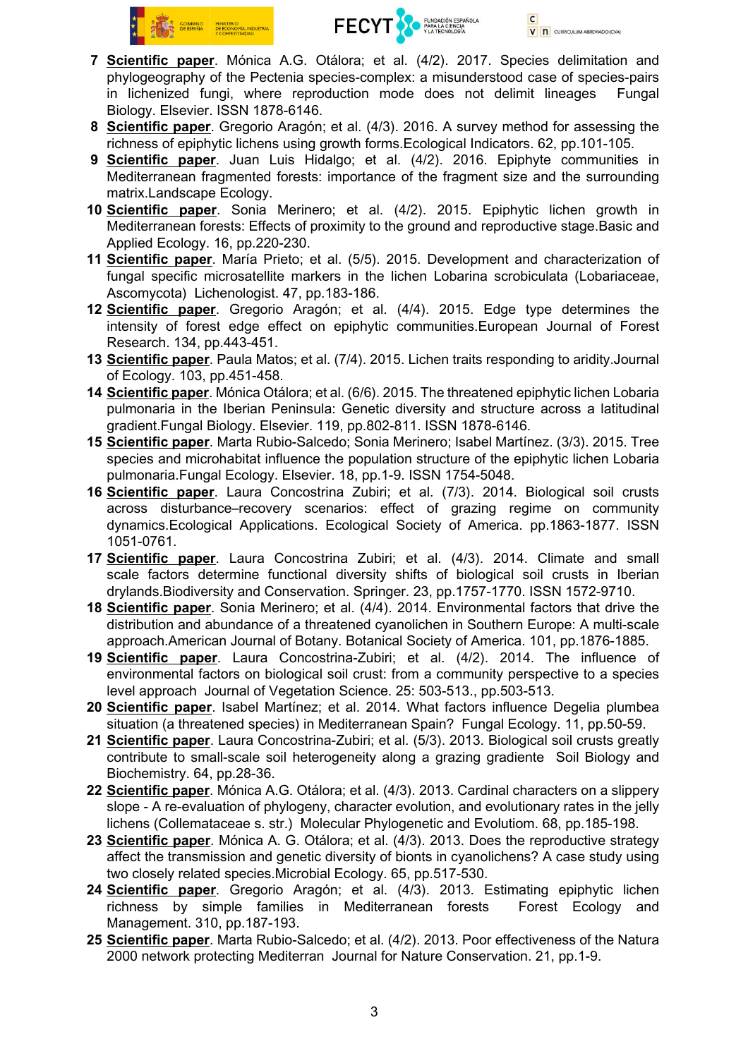7 **Scientific paper**. Mónica A.G. Otálora; et al. (4/2). 2017. Species delimitation and phylogeography of the Pectenia species-complex: a misunderstood case of species-pairs in lichenized fungi, where reproduction mode does not delimit lineages Fungal Biology. Elsevier. ISSN 1878-6146.

8 **Scientific paper**. Gregorio Aragón; et al. (4/3). 2016. A survey method for assessing the richness of epiphytic lichens using growth forms.Ecological Indicators. 62, pp.101-105.

9 **Scientific paper**. Juan Luis Hidalgo; et al. (4/2). 2016. Epiphyte communities in Mediterranean fragmented forests: importance of the fragment size and the surrounding matrix.Landscape Ecology.

10 **Scientific paper**. Sonia Merinero; et al. (4/2). 2015. Epiphytic lichen growth in Mediterranean forests: Effects of proximity to the ground and reproductive stage.Basic and Applied Ecology. 16, pp.220-230.

11 **Scientific paper**. María Prieto; et al. (5/5). 2015. Development and characterization of fungal specific microsatellite markers in the lichen Lobarina scrobiculata (Lobariaceae, Ascomycota) Lichenologist. 47, pp.183-186.

12 **Scientific paper**. Gregorio Aragón; et al. (4/4). 2015. Edge type determines the intensity of forest edge effect on epiphytic communities.European Journal of Forest Research. 134, pp.443-451.

13 **Scientific paper**. Paula Matos; et al. (7/4). 2015. Lichen traits responding to aridity.Journal of Ecology. 103, pp.451-458.

14 **Scientific paper**. Mónica Otálora; et al. (6/6). 2015. The threatened epiphytic lichen Lobaria pulmonaria in the Iberian Peninsula: Genetic diversity and structure across a latitudinal gradient.Fungal Biology. Elsevier. 119, pp.802-811. ISSN 1878-6146.

15 **Scientific paper**. Marta Rubio-Salcedo; Sonia Merinero; Isabel Martínez. (3/3). 2015. Tree species and microhabitat influence the population structure of the epiphytic lichen Lobaria pulmonaria.Fungal Ecology. Elsevier. 18, pp.1-9. ISSN 1754-5048.

16 **Scientific paper**. Laura Concostrina Zubiri; et al. (7/3). 2014. Biological soil crusts across disturbance–recovery scenarios: effect of grazing regime on community dynamics.Ecological Applications. Ecological Society of America. pp.1863-1877. ISSN 1051-0761.

17 **Scientific paper**. Laura Concostrina Zubiri; et al. (4/3). 2014. Climate and small scale factors determine functional diversity shifts of biological soil crusts in Iberian drylands.Biodiversity and Conservation. Springer. 23, pp.1757-1770. ISSN 1572-9710.

18 **Scientific paper**. Sonia Merinero; et al. (4/4). 2014. Environmental factors that drive the distribution and abundance of a threatened cyanolichen in Southern Europe: A multi-scale approach.American Journal of Botany. Botanical Society of America. 101, pp.1876-1885.

19 **Scientific paper**. Laura Concostrina-Zubiri; et al. (4/2). 2014. The influence of environmental factors on biological soil crust: from a community perspective to a species level approach Journal of Vegetation Science. 25: 503-513., pp.503-513.

20 **Scientific paper**. Isabel Martínez; et al. 2014. What factors influence Degelia plumbea situation (a threatened species) in Mediterranean Spain? Fungal Ecology. 11, pp.50-59.

21 **Scientific paper**. Laura Concostrina-Zubiri; et al. (5/3). 2013. Biological soil crusts greatly contribute to small-scale soil heterogeneity along a grazing gradiente Soil Biology and Biochemistry. 64, pp.28-36.

22 **Scientific paper**. Mónica A.G. Otálora; et al. (4/3). 2013. Cardinal characters on a slippery slope - A re-evaluation of phylogeny, character evolution, and evolutionary rates in the jelly lichens (Collemataceae s. str.) Molecular Phylogenetic and Evolutiom. 68, pp.185-198.

23 **Scientific paper**. Mónica A. G. Otálora; et al. (4/3). 2013. Does the reproductive strategy affect the transmission and genetic diversity of bionts in cyanolichens? A case study using two closely related species.Microbial Ecology. 65, pp.517-530.

24 **Scientific paper**. Gregorio Aragón; et al. (4/3). 2013. Estimating epiphytic lichen richness by simple families in Mediterranean forests Forest Ecology and Management. 310, pp.187-193.

25 **Scientific paper**. Marta Rubio-Salcedo; et al. (4/2). 2013. Poor effectiveness of the Natura 2000 network protecting Mediterran Journal for Nature Conservation. 21, pp.1-9.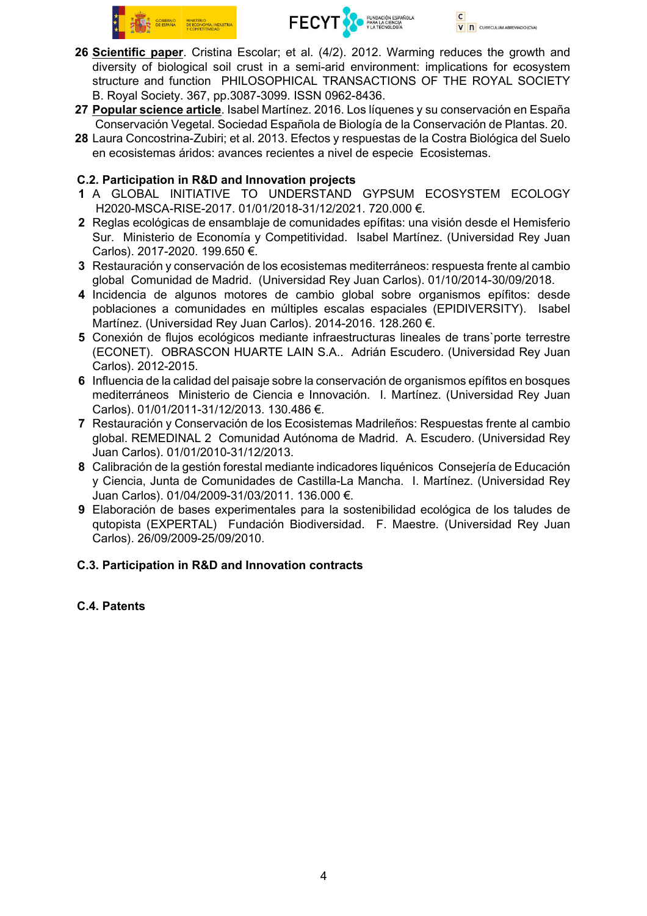**26** **Scientific paper**. Cristina Escolar; et al. (4/2). 2012. Warming reduces the growth and diversity of biological soil crust in a semi-arid environment: implications for ecosystem structure and function  PHILOSOPHICAL TRANSACTIONS OF THE ROYAL SOCIETY B. Royal Society. 367, pp.3087-3099. ISSN 0962-8436.

**27** **Popular science article**. Isabel Martínez. 2016. Los líquenes y su conservación en España  Conservación Vegetal. Sociedad Española de Biología de la Conservación de Plantas. 20.

**28** Laura Concostrina-Zubiri; et al. 2013. Efectos y respuestas de la Costra Biológica del Suelo en ecosistemas áridos: avances recientes a nivel de especie  Ecosistemas.

**C.2. Participation in R&D and Innovation projects**

**1** A GLOBAL INITIATIVE TO UNDERSTAND GYPSUM ECOSYSTEM ECOLOGY  H2020-MSCA-RISE-2017. 01/01/2018-31/12/2021. 720.000 €.

**2** Reglas ecológicas de ensamblaje de comunidades epífitas: una visión desde el Hemisferio Sur.  Ministerio de Economía y Competitividad.  Isabel Martínez. (Universidad Rey Juan Carlos). 2017-2020. 199.650 €.

**3** Restauración y conservación de los ecosistemas mediterráneos: respuesta frente al cambio global  Comunidad de Madrid.  (Universidad Rey Juan Carlos). 01/10/2014-30/09/2018.

**4** Incidencia de algunos motores de cambio global sobre organismos epífitos: desde poblaciones a comunidades en múltiples escalas espaciales (EPIDIVERSITY).  Isabel Martínez. (Universidad Rey Juan Carlos). 2014-2016. 128.260 €.

**5** Conexión de flujos ecológicos mediante infraestructuras lineales de trans`porte terrestre (ECONET).  OBRASCON HUARTE LAIN S.A..  Adrián Escudero. (Universidad Rey Juan Carlos). 2012-2015.

**6** Influencia de la calidad del paisaje sobre la conservación de organismos epífitos en bosques mediterráneos  Ministerio de Ciencia e Innovación.  I. Martínez. (Universidad Rey Juan Carlos). 01/01/2011-31/12/2013. 130.486 €.

**7** Restauración y Conservación de los Ecosistemas Madrileños: Respuestas frente al cambio global. REMEDINAL 2  Comunidad Autónoma de Madrid.  A. Escudero. (Universidad Rey Juan Carlos). 01/01/2010-31/12/2013.

**8** Calibración de la gestión forestal mediante indicadores liquénicos  Consejería de Educación y Ciencia, Junta de Comunidades de Castilla-La Mancha.  I. Martínez. (Universidad Rey Juan Carlos). 01/04/2009-31/03/2011. 136.000 €.

**9** Elaboración de bases experimentales para la sostenibilidad ecológica de los taludes de qutopista (EXPERTAL)  Fundación Biodiversidad.  F. Maestre. (Universidad Rey Juan Carlos). 26/09/2009-25/09/2010.

**C.3. Participation in R&D and Innovation contracts**

**C.4. Patents**